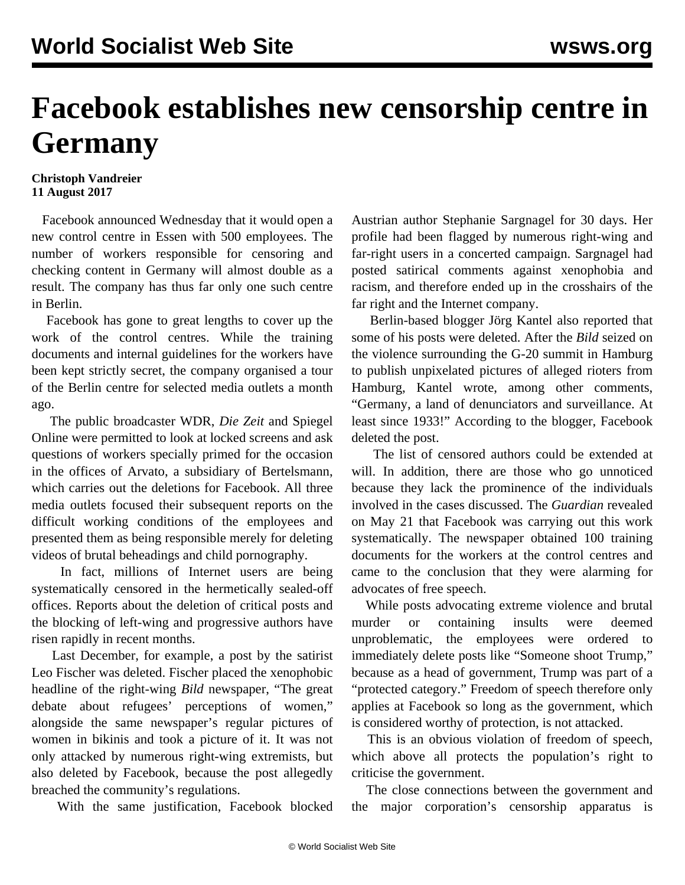# Facebook establishes new censorship centre in Germany

**Christoph Vandreier**
**11 August 2017**

Facebook announced Wednesday that it would open a new control centre in Essen with 500 employees. The number of workers responsible for censoring and checking content in Germany will almost double as a result. The company has thus far only one such centre in Berlin.

Facebook has gone to great lengths to cover up the work of the control centres. While the training documents and internal guidelines for the workers have been kept strictly secret, the company organised a tour of the Berlin centre for selected media outlets a month ago.

The public broadcaster WDR, *Die Zeit* and Spiegel Online were permitted to look at locked screens and ask questions of workers specially primed for the occasion in the offices of Arvato, a subsidiary of Bertelsmann, which carries out the deletions for Facebook. All three media outlets focused their subsequent reports on the difficult working conditions of the employees and presented them as being responsible merely for deleting videos of brutal beheadings and child pornography.

In fact, millions of Internet users are being systematically censored in the hermetically sealed-off offices. Reports about the deletion of critical posts and the blocking of left-wing and progressive authors have risen rapidly in recent months.

Last December, for example, a post by the satirist Leo Fischer was deleted. Fischer placed the xenophobic headline of the right-wing *Bild* newspaper, "The great debate about refugees' perceptions of women," alongside the same newspaper's regular pictures of women in bikinis and took a picture of it. It was not only attacked by numerous right-wing extremists, but also deleted by Facebook, because the post allegedly breached the community's regulations.

With the same justification, Facebook blocked Austrian author Stephanie Sargnagel for 30 days. Her profile had been flagged by numerous right-wing and far-right users in a concerted campaign. Sargnagel had posted satirical comments against xenophobia and racism, and therefore ended up in the crosshairs of the far right and the Internet company.

Berlin-based blogger Jörg Kantel also reported that some of his posts were deleted. After the *Bild* seized on the violence surrounding the G-20 summit in Hamburg to publish unpixelated pictures of alleged rioters from Hamburg, Kantel wrote, among other comments, "Germany, a land of denunciators and surveillance. At least since 1933!" According to the blogger, Facebook deleted the post.

The list of censored authors could be extended at will. In addition, there are those who go unnoticed because they lack the prominence of the individuals involved in the cases discussed. The *Guardian* revealed on May 21 that Facebook was carrying out this work systematically. The newspaper obtained 100 training documents for the workers at the control centres and came to the conclusion that they were alarming for advocates of free speech.

While posts advocating extreme violence and brutal murder or containing insults were deemed unproblematic, the employees were ordered to immediately delete posts like "Someone shoot Trump," because as a head of government, Trump was part of a "protected category." Freedom of speech therefore only applies at Facebook so long as the government, which is considered worthy of protection, is not attacked.

This is an obvious violation of freedom of speech, which above all protects the population's right to criticise the government.

The close connections between the government and the major corporation's censorship apparatus is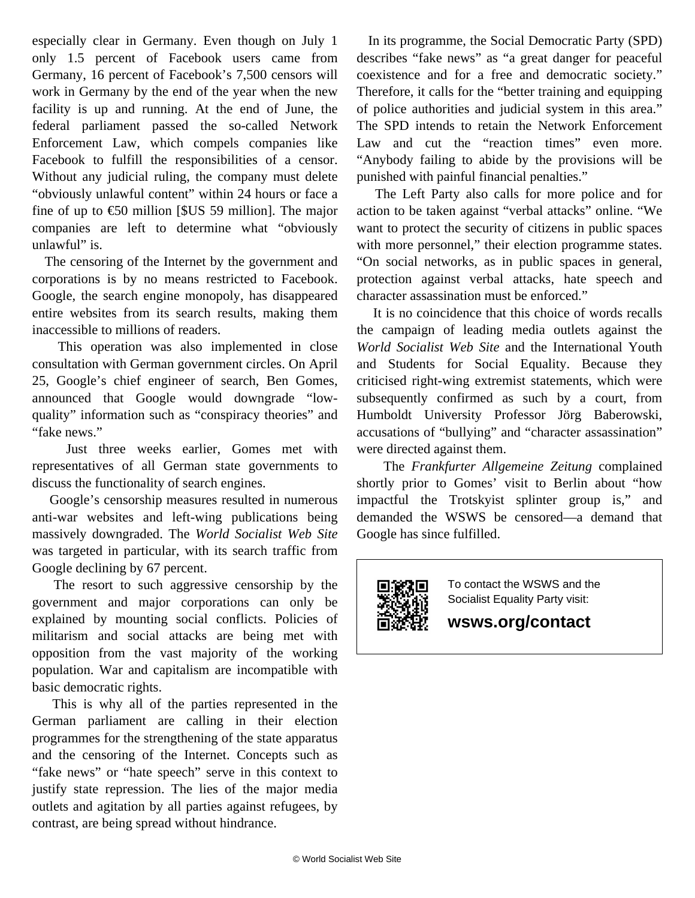especially clear in Germany. Even though on July 1 only 1.5 percent of Facebook users came from Germany, 16 percent of Facebook's 7,500 censors will work in Germany by the end of the year when the new facility is up and running. At the end of June, the federal parliament passed the so-called Network Enforcement Law, which compels companies like Facebook to fulfill the responsibilities of a censor. Without any judicial ruling, the company must delete "obviously unlawful content" within 24 hours or face a fine of up to €50 million [$US 59 million]. The major companies are left to determine what "obviously unlawful" is.

The censoring of the Internet by the government and corporations is by no means restricted to Facebook. Google, the search engine monopoly, has disappeared entire websites from its search results, making them inaccessible to millions of readers.

This operation was also implemented in close consultation with German government circles. On April 25, Google's chief engineer of search, Ben Gomes, announced that Google would downgrade "low-quality" information such as "conspiracy theories" and "fake news."

Just three weeks earlier, Gomes met with representatives of all German state governments to discuss the functionality of search engines.

Google's censorship measures resulted in numerous anti-war websites and left-wing publications being massively downgraded. The *World Socialist Web Site* was targeted in particular, with its search traffic from Google declining by 67 percent.

The resort to such aggressive censorship by the government and major corporations can only be explained by mounting social conflicts. Policies of militarism and social attacks are being met with opposition from the vast majority of the working population. War and capitalism are incompatible with basic democratic rights.

This is why all of the parties represented in the German parliament are calling in their election programmes for the strengthening of the state apparatus and the censoring of the Internet. Concepts such as "fake news" or "hate speech" serve in this context to justify state repression. The lies of the major media outlets and agitation by all parties against refugees, by contrast, are being spread without hindrance.

In its programme, the Social Democratic Party (SPD) describes "fake news" as "a great danger for peaceful coexistence and for a free and democratic society." Therefore, it calls for the "better training and equipping of police authorities and judicial system in this area." The SPD intends to retain the Network Enforcement Law and cut the "reaction times" even more. "Anybody failing to abide by the provisions will be punished with painful financial penalties."

The Left Party also calls for more police and for action to be taken against "verbal attacks" online. "We want to protect the security of citizens in public spaces with more personnel," their election programme states. "On social networks, as in public spaces in general, protection against verbal attacks, hate speech and character assassination must be enforced."

It is no coincidence that this choice of words recalls the campaign of leading media outlets against the *World Socialist Web Site* and the International Youth and Students for Social Equality. Because they criticised right-wing extremist statements, which were subsequently confirmed as such by a court, from Humboldt University Professor Jörg Baberowski, accusations of "bullying" and "character assassination" were directed against them.

The *Frankfurter Allgemeine Zeitung* complained shortly prior to Gomes' visit to Berlin about "how impactful the Trotskyist splinter group is," and demanded the WSWS be censored—a demand that Google has since fulfilled.

To contact the WSWS and the Socialist Equality Party visit:

**wsws.org/contact**